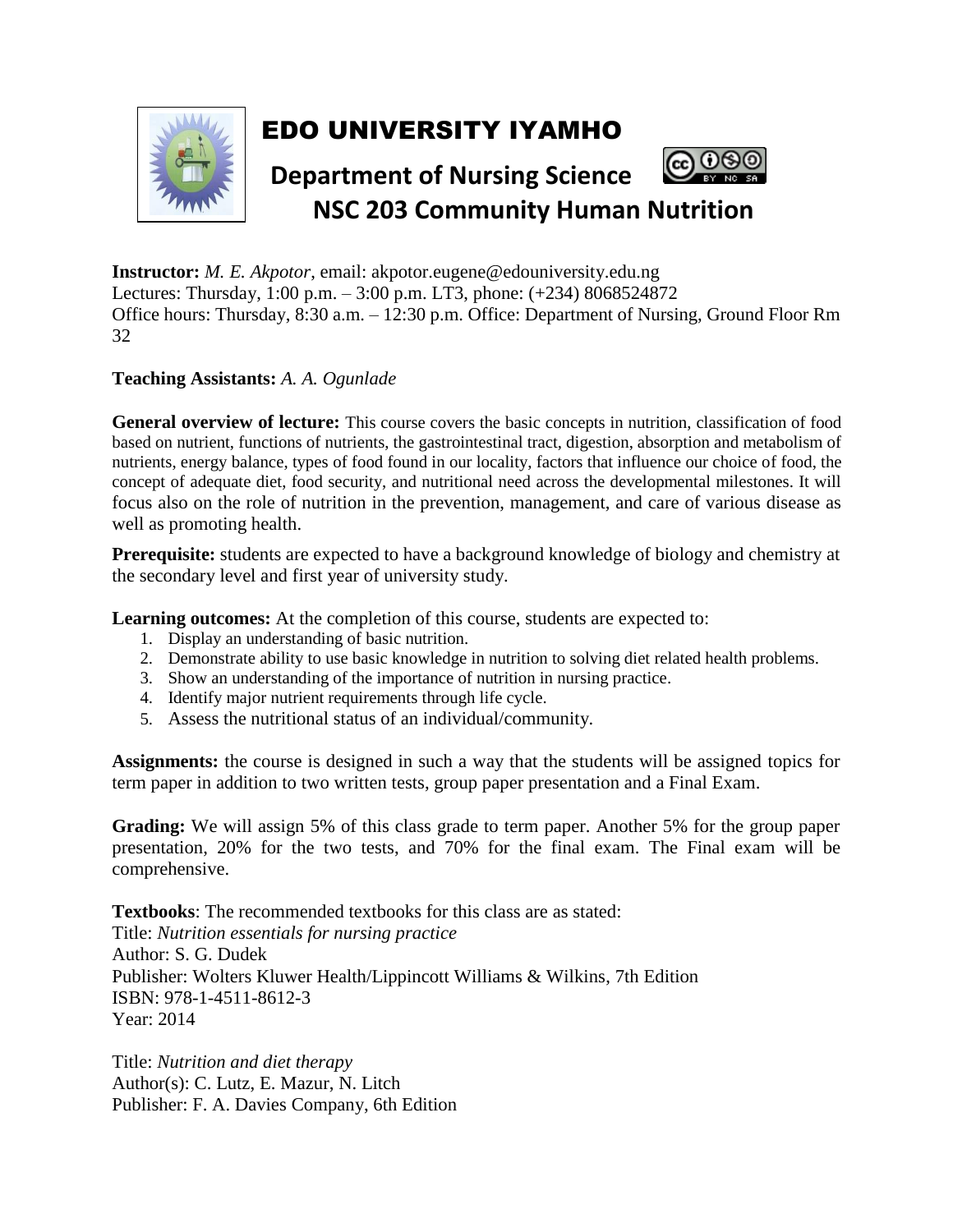# EDO UNIVERSITY IYAMHO

## Department of Nursing Science

## NSC 203 Community Human Nutrition

**Instructor:** *M. E. Akpotor*, email: akpotor.eugene@edouniversity.edu.ng
Lectures: Thursday, 1:00 p.m. – 3:00 p.m. LT3, phone: (+234) 8068524872
Office hours: Thursday, 8:30 a.m. – 12:30 p.m. Office: Department of Nursing, Ground Floor Rm 32

**Teaching Assistants:** *A. A. Ogunlade*

**General overview of lecture:** This course covers the basic concepts in nutrition, classification of food based on nutrient, functions of nutrients, the gastrointestinal tract, digestion, absorption and metabolism of nutrients, energy balance, types of food found in our locality, factors that influence our choice of food, the concept of adequate diet, food security, and nutritional need across the developmental milestones. It will focus also on the role of nutrition in the prevention, management, and care of various disease as well as promoting health.

**Prerequisite:** students are expected to have a background knowledge of biology and chemistry at the secondary level and first year of university study.

**Learning outcomes:** At the completion of this course, students are expected to:

1. Display an understanding of basic nutrition.
2. Demonstrate ability to use basic knowledge in nutrition to solving diet related health problems.
3. Show an understanding of the importance of nutrition in nursing practice.
4. Identify major nutrient requirements through life cycle.
5. Assess the nutritional status of an individual/community.

**Assignments:** the course is designed in such a way that the students will be assigned topics for term paper in addition to two written tests, group paper presentation and a Final Exam.

**Grading:** We will assign 5% of this class grade to term paper. Another 5% for the group paper presentation, 20% for the two tests, and 70% for the final exam. The Final exam will be comprehensive.

**Textbooks**: The recommended textbooks for this class are as stated:
Title: *Nutrition essentials for nursing practice*
Author: S. G. Dudek
Publisher: Wolters Kluwer Health/Lippincott Williams & Wilkins, 7th Edition
ISBN: 978-1-4511-8612-3
Year: 2014

Title: *Nutrition and diet therapy*
Author(s): C. Lutz, E. Mazur, N. Litch
Publisher: F. A. Davies Company, 6th Edition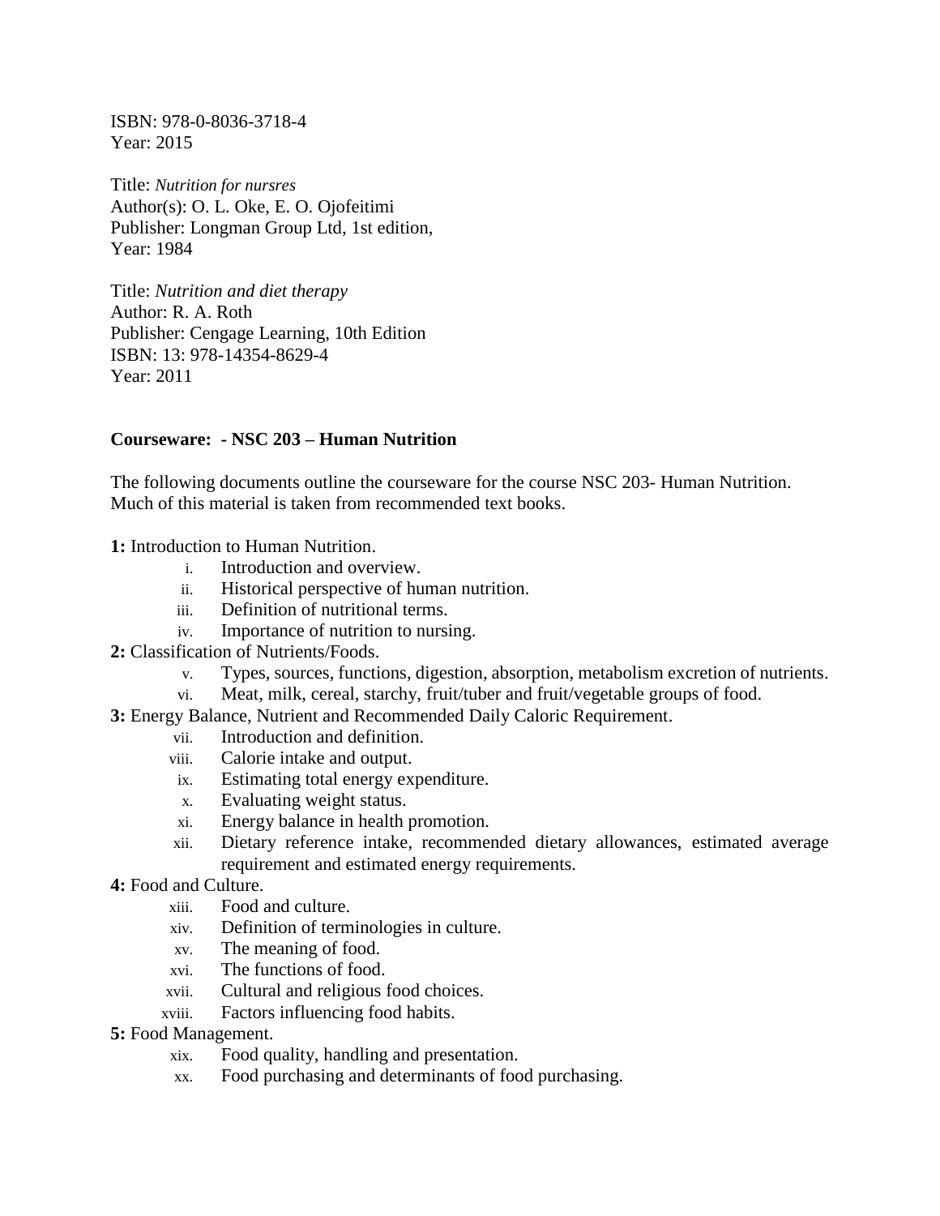ISBN: 978-0-8036-3718-4
Year: 2015

Title: *Nutrition for nursres*
Author(s): O. L. Oke, E. O. Ojofeitimi
Publisher: Longman Group Ltd, 1st edition,
Year: 1984

Title: *Nutrition and diet therapy*
Author: R. A. Roth
Publisher: Cengage Learning, 10th Edition
ISBN: 13: 978-14354-8629-4
Year: 2011

**Courseware: - NSC 203 – Human Nutrition**

The following documents outline the courseware for the course NSC 203- Human Nutrition. Much of this material is taken from recommended text books.

**1:** Introduction to Human Nutrition.

i. Introduction and overview.
ii. Historical perspective of human nutrition.
iii. Definition of nutritional terms.
iv. Importance of nutrition to nursing.

**2:** Classification of Nutrients/Foods.

v. Types, sources, functions, digestion, absorption, metabolism excretion of nutrients.
vi. Meat, milk, cereal, starchy, fruit/tuber and fruit/vegetable groups of food.

**3:** Energy Balance, Nutrient and Recommended Daily Caloric Requirement.

vii. Introduction and definition.
viii. Calorie intake and output.
ix. Estimating total energy expenditure.
x. Evaluating weight status.
xi. Energy balance in health promotion.
xii. Dietary reference intake, recommended dietary allowances, estimated average requirement and estimated energy requirements.

**4:** Food and Culture.

xiii. Food and culture.
xiv. Definition of terminologies in culture.
xv. The meaning of food.
xvi. The functions of food.
xvii. Cultural and religious food choices.
xviii. Factors influencing food habits.

**5:** Food Management.

xix. Food quality, handling and presentation.
xx. Food purchasing and determinants of food purchasing.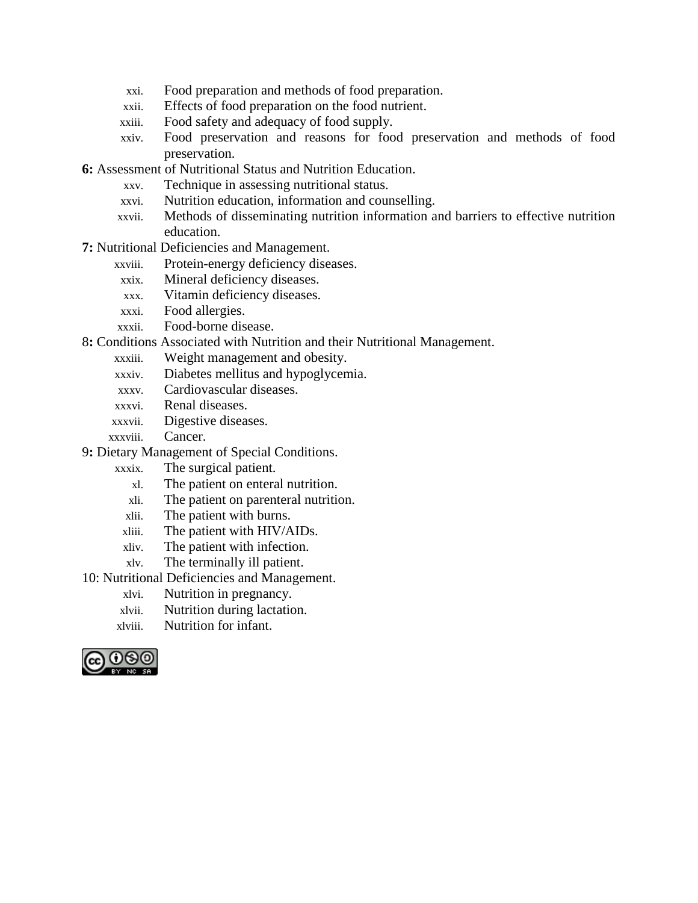xxi. Food preparation and methods of food preparation.
xxii. Effects of food preparation on the food nutrient.
xxiii. Food safety and adequacy of food supply.
xxiv. Food preservation and reasons for food preservation and methods of food preservation.

**6:** Assessment of Nutritional Status and Nutrition Education.

xxv. Technique in assessing nutritional status.
xxvi. Nutrition education, information and counselling.
xxvii. Methods of disseminating nutrition information and barriers to effective nutrition education.

**7:** Nutritional Deficiencies and Management.

xxviii. Protein-energy deficiency diseases.
xxix. Mineral deficiency diseases.
xxx. Vitamin deficiency diseases.
xxxi. Food allergies.
xxxii. Food-borne disease.

8**:** Conditions Associated with Nutrition and their Nutritional Management.

xxxiii. Weight management and obesity.
xxxiv. Diabetes mellitus and hypoglycemia.
xxxv. Cardiovascular diseases.
xxxvi. Renal diseases.
xxxvii. Digestive diseases.
xxxviii. Cancer.

9**:** Dietary Management of Special Conditions.

xxxix. The surgical patient.
xl. The patient on enteral nutrition.
xli. The patient on parenteral nutrition.
xlii. The patient with burns.
xliii. The patient with HIV/AIDs.
xliv. The patient with infection.
xlv. The terminally ill patient.

10: Nutritional Deficiencies and Management.

xlvi. Nutrition in pregnancy.
xlvii. Nutrition during lactation.
xlviii. Nutrition for infant.